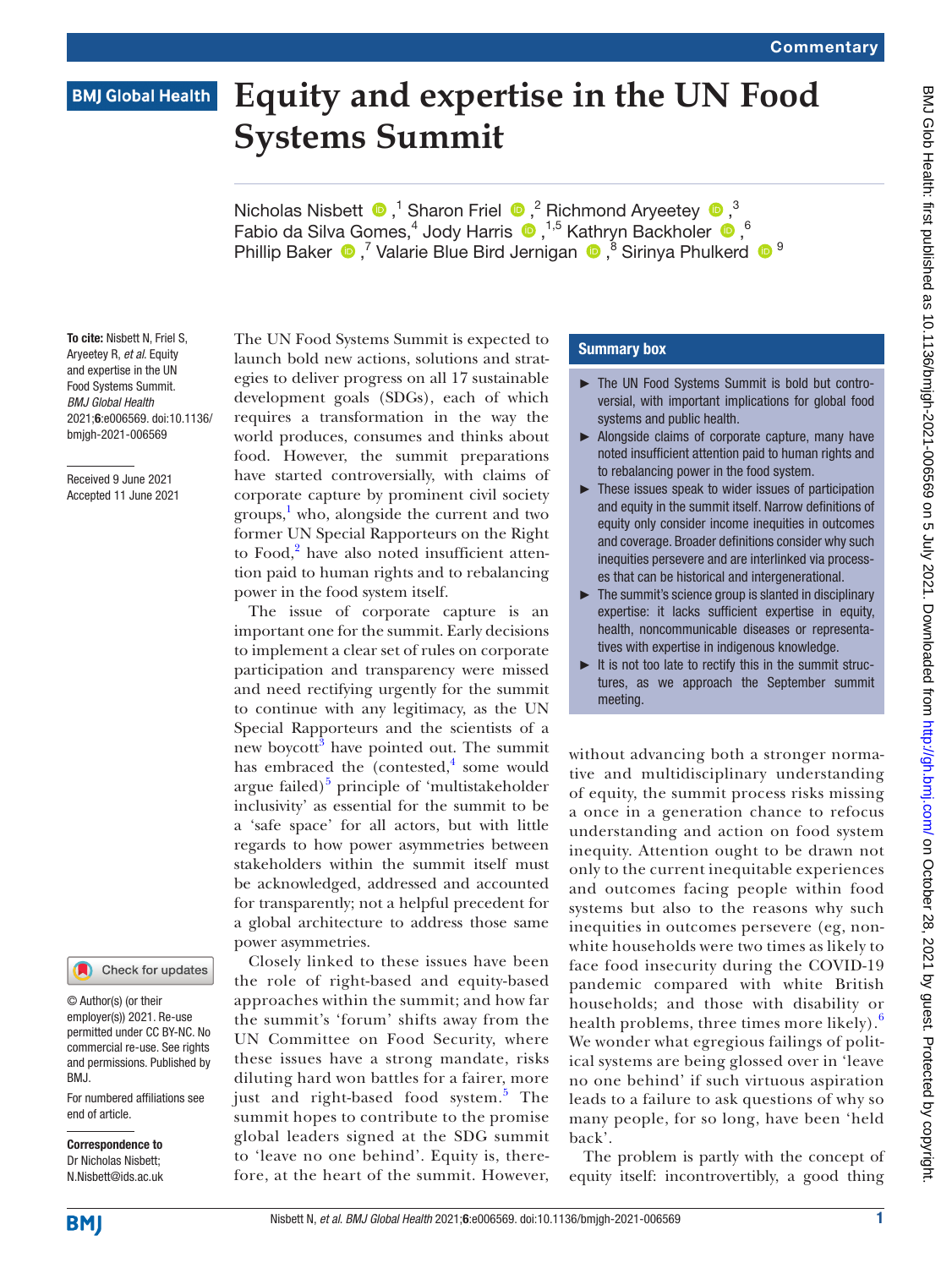Commentary

# Equity and expertise in the UN Food Systems Summit

Nicholas Nisbett,[1] Sharon Friel,[2] Richmond Aryeetey,[3] Fabio da Silva Gomes,[4] Jody Harris,[1,5] Kathryn Backholer,[6] Phillip Baker,[7] Valarie Blue Bird Jernigan,[8] Sirinya Phulkerd[9]

**To cite:** Nisbett N, Friel S, Aryeetey R, *et al*. Equity and expertise in the UN Food Systems Summit. *BMJ Global Health* 2021;**6**:e006569. doi:10.1136/bmjgh-2021-006569

Received 9 June 2021
Accepted 11 June 2021

© Author(s) (or their employer(s)) 2021. Re-use permitted under CC BY-NC. No commercial re-use. See rights and permissions. Published by BMJ.

For numbered affiliations see end of article.

**Correspondence to**
Dr Nicholas Nisbett;
N.Nisbett@ids.ac.uk

## Summary box

- The UN Food Systems Summit is bold but controversial, with important implications for global food systems and public health.
- Alongside claims of corporate capture, many have noted insufficient attention paid to human rights and to rebalancing power in the food system.
- These issues speak to wider issues of participation and equity in the summit itself. Narrow definitions of equity only consider income inequities in outcomes and coverage. Broader definitions consider why such inequities persevere and are interlinked via processes that can be historical and intergenerational.
- The summit's science group is slanted in disciplinary expertise: it lacks sufficient expertise in equity, health, noncommunicable diseases or representatives with expertise in indigenous knowledge.
- It is not too late to rectify this in the summit structures, as we approach the September summit meeting.

The UN Food Systems Summit is expected to launch bold new actions, solutions and strategies to deliver progress on all 17 sustainable development goals (SDGs), each of which requires a transformation in the way the world produces, consumes and thinks about food. However, the summit preparations have started controversially, with claims of corporate capture by prominent civil society groups,[1] who, alongside the current and two former UN Special Rapporteurs on the Right to Food,[2] have also noted insufficient attention paid to human rights and to rebalancing power in the food system itself.

The issue of corporate capture is an important one for the summit. Early decisions to implement a clear set of rules on corporate participation and transparency were missed and need rectifying urgently for the summit to continue with any legitimacy, as the UN Special Rapporteurs and the scientists of a new boycott[3] have pointed out. The summit has embraced the (contested,[4] some would argue failed)[5] principle of 'multistakeholder inclusivity' as essential for the summit to be a 'safe space' for all actors, but with little regards to how power asymmetries between stakeholders within the summit itself must be acknowledged, addressed and accounted for transparently; not a helpful precedent for a global architecture to address those same power asymmetries.

Closely linked to these issues have been the role of right-based and equity-based approaches within the summit; and how far the summit's 'forum' shifts away from the UN Committee on Food Security, where these issues have a strong mandate, risks diluting hard won battles for a fairer, more just and right-based food system.[5] The summit hopes to contribute to the promise global leaders signed at the SDG summit to 'leave no one behind'. Equity is, therefore, at the heart of the summit. However, without advancing both a stronger normative and multidisciplinary understanding of equity, the summit process risks missing a once in a generation chance to refocus understanding and action on food system inequity. Attention ought to be drawn not only to the current inequitable experiences and outcomes facing people within food systems but also to the reasons why such inequities in outcomes persevere (eg, non-white households were two times as likely to face food insecurity during the COVID-19 pandemic compared with white British households; and those with disability or health problems, three times more likely).[6] We wonder what egregious failings of political systems are being glossed over in 'leave no one behind' if such virtuous aspiration leads to a failure to ask questions of why so many people, for so long, have been 'held back'.

The problem is partly with the concept of equity itself: incontrovertibly, a good thing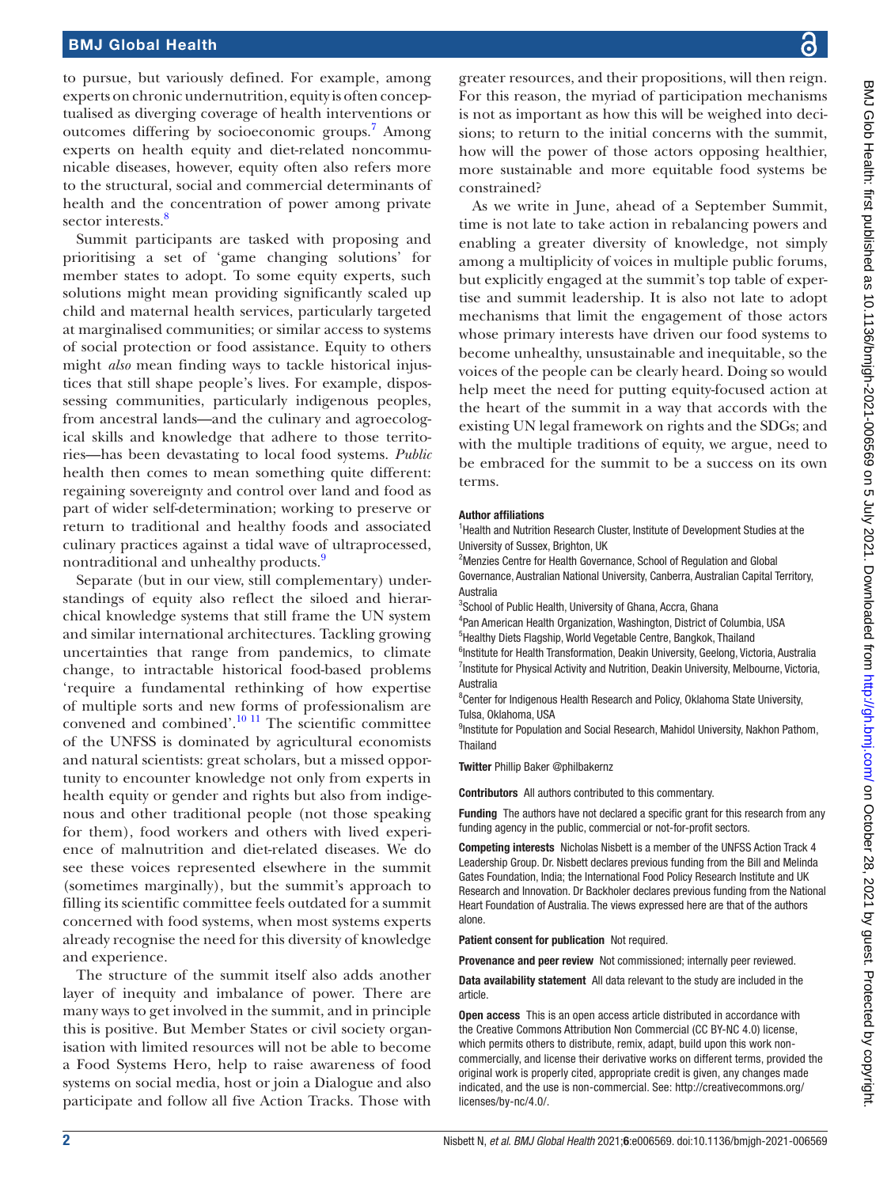to pursue, but variously defined. For example, among experts on chronic undernutrition, equity is often conceptualised as diverging coverage of health interventions or outcomes differing by socioeconomic groups.[7] Among experts on health equity and diet-related noncommunicable diseases, however, equity often also refers more to the structural, social and commercial determinants of health and the concentration of power among private sector interests.[8]

Summit participants are tasked with proposing and prioritising a set of 'game changing solutions' for member states to adopt. To some equity experts, such solutions might mean providing significantly scaled up child and maternal health services, particularly targeted at marginalised communities; or similar access to systems of social protection or food assistance. Equity to others might *also* mean finding ways to tackle historical injustices that still shape people's lives. For example, dispossessing communities, particularly indigenous peoples, from ancestral lands—and the culinary and agroecological skills and knowledge that adhere to those territories—has been devastating to local food systems. *Public* health then comes to mean something quite different: regaining sovereignty and control over land and food as part of wider self-determination; working to preserve or return to traditional and healthy foods and associated culinary practices against a tidal wave of ultraprocessed, nontraditional and unhealthy products.[9]

Separate (but in our view, still complementary) understandings of equity also reflect the siloed and hierarchical knowledge systems that still frame the UN system and similar international architectures. Tackling growing uncertainties that range from pandemics, to climate change, to intractable historical food-based problems 'require a fundamental rethinking of how expertise of multiple sorts and new forms of professionalism are convened and combined'.[10,11] The scientific committee of the UNFSS is dominated by agricultural economists and natural scientists: great scholars, but a missed opportunity to encounter knowledge not only from experts in health equity or gender and rights but also from indigenous and other traditional people (not those speaking for them), food workers and others with lived experience of malnutrition and diet-related diseases. We do see these voices represented elsewhere in the summit (sometimes marginally), but the summit's approach to filling its scientific committee feels outdated for a summit concerned with food systems, when most systems experts already recognise the need for this diversity of knowledge and experience.

The structure of the summit itself also adds another layer of inequity and imbalance of power. There are many ways to get involved in the summit, and in principle this is positive. But Member States or civil society organisation with limited resources will not be able to become a Food Systems Hero, help to raise awareness of food systems on social media, host or join a Dialogue and also participate and follow all five Action Tracks. Those with greater resources, and their propositions, will then reign. For this reason, the myriad of participation mechanisms is not as important as how this will be weighed into decisions; to return to the initial concerns with the summit, how will the power of those actors opposing healthier, more sustainable and more equitable food systems be constrained?

As we write in June, ahead of a September Summit, time is not late to take action in rebalancing powers and enabling a greater diversity of knowledge, not simply among a multiplicity of voices in multiple public forums, but explicitly engaged at the summit's top table of expertise and summit leadership. It is also not late to adopt mechanisms that limit the engagement of those actors whose primary interests have driven our food systems to become unhealthy, unsustainable and inequitable, so the voices of the people can be clearly heard. Doing so would help meet the need for putting equity-focused action at the heart of the summit in a way that accords with the existing UN legal framework on rights and the SDGs; and with the multiple traditions of equity, we argue, need to be embraced for the summit to be a success on its own terms.

#### Author affiliations

[1]Health and Nutrition Research Cluster, Institute of Development Studies at the University of Sussex, Brighton, UK
[2]Menzies Centre for Health Governance, School of Regulation and Global Governance, Australian National University, Canberra, Australian Capital Territory, Australia
[3]School of Public Health, University of Ghana, Accra, Ghana
[4]Pan American Health Organization, Washington, District of Columbia, USA
[5]Healthy Diets Flagship, World Vegetable Centre, Bangkok, Thailand
[6]Institute for Health Transformation, Deakin University, Geelong, Victoria, Australia
[7]Institute for Physical Activity and Nutrition, Deakin University, Melbourne, Victoria, Australia
[8]Center for Indigenous Health Research and Policy, Oklahoma State University, Tulsa, Oklahoma, USA
[9]Institute for Population and Social Research, Mahidol University, Nakhon Pathom, Thailand

**Twitter** Phillip Baker @philbakernz

**Contributors** All authors contributed to this commentary.

**Funding** The authors have not declared a specific grant for this research from any funding agency in the public, commercial or not-for-profit sectors.

**Competing interests** Nicholas Nisbett is a member of the UNFSS Action Track 4 Leadership Group. Dr. Nisbett declares previous funding from the Bill and Melinda Gates Foundation, India; the International Food Policy Research Institute and UK Research and Innovation. Dr Backholer declares previous funding from the National Heart Foundation of Australia. The views expressed here are that of the authors alone.

**Patient consent for publication** Not required.

**Provenance and peer review** Not commissioned; internally peer reviewed.

**Data availability statement** All data relevant to the study are included in the article.

**Open access** This is an open access article distributed in accordance with the Creative Commons Attribution Non Commercial (CC BY-NC 4.0) license, which permits others to distribute, remix, adapt, build upon this work non-commercially, and license their derivative works on different terms, provided the original work is properly cited, appropriate credit is given, any changes made indicated, and the use is non-commercial. See: http://creativecommons.org/licenses/by-nc/4.0/.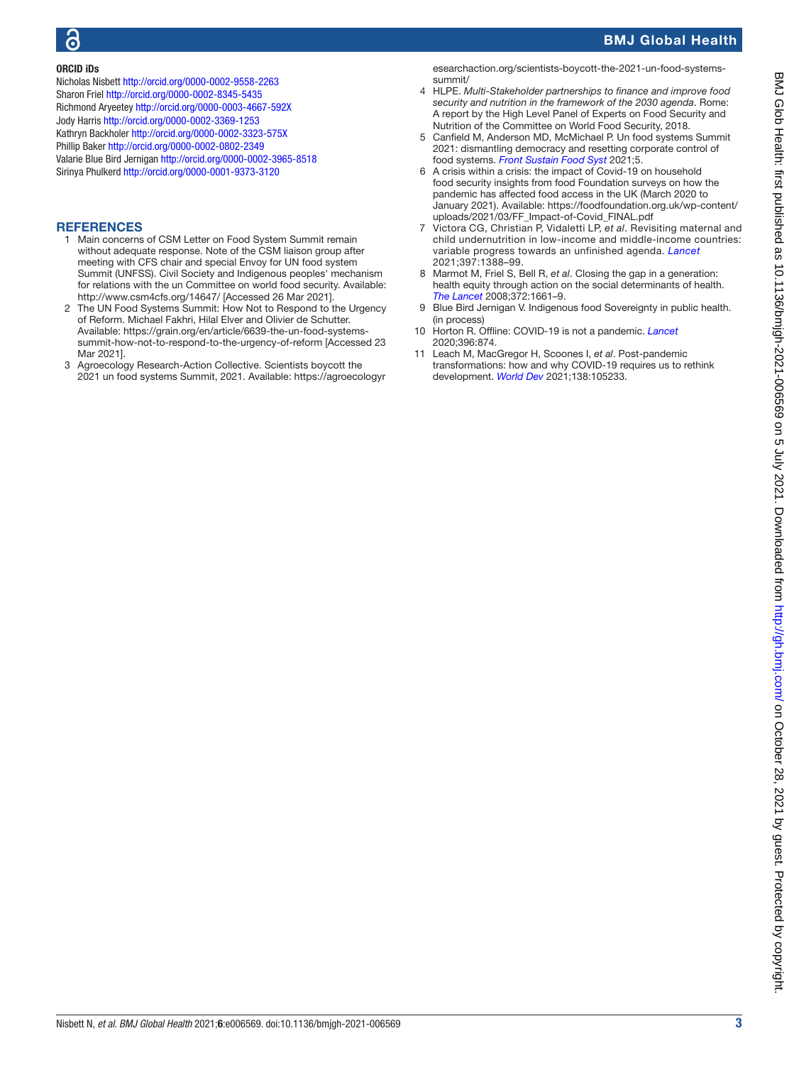**ORCID iDs**

Nicholas Nisbett http://orcid.org/0000-0002-9558-2263
Sharon Friel http://orcid.org/0000-0002-8345-5435
Richmond Aryeetey http://orcid.org/0000-0003-4667-592X
Jody Harris http://orcid.org/0000-0002-3369-1253
Kathryn Backholer http://orcid.org/0000-0002-3323-575X
Phillip Baker http://orcid.org/0000-0002-0802-2349
Valarie Blue Bird Jernigan http://orcid.org/0000-0002-3965-8518
Sirinya Phulkerd http://orcid.org/0000-0001-9373-3120

## REFERENCES

1. Main concerns of CSM Letter on Food System Summit remain without adequate response. Note of the CSM liaison group after meeting with CFS chair and special Envoy for UN food system Summit (UNFSS). Civil Society and Indigenous peoples' mechanism for relations with the un Committee on world food security. Available: http://www.csm4cfs.org/14647/ [Accessed 26 Mar 2021].
2. The UN Food Systems Summit: How Not to Respond to the Urgency of Reform. Michael Fakhri, Hilal Elver and Olivier de Schutter. Available: https://grain.org/en/article/6639-the-un-food-systems-summit-how-not-to-respond-to-the-urgency-of-reform [Accessed 23 Mar 2021].
3. Agroecology Research-Action Collective. Scientists boycott the 2021 un food systems Summit, 2021. Available: https://agroecologyresearchaction.org/scientists-boycott-the-2021-un-food-systems-summit/
4. HLPE. *Multi-Stakeholder partnerships to finance and improve food security and nutrition in the framework of the 2030 agenda*. Rome: A report by the High Level Panel of Experts on Food Security and Nutrition of the Committee on World Food Security, 2018.
5. Canfield M, Anderson MD, McMichael P. Un food systems Summit 2021: dismantling democracy and resetting corporate control of food systems. *Front Sustain Food Syst* 2021;5.
6. A crisis within a crisis: the impact of Covid-19 on household food security insights from food Foundation surveys on how the pandemic has affected food access in the UK (March 2020 to January 2021). Available: https://foodfoundation.org.uk/wp-content/uploads/2021/03/FF_Impact-of-Covid_FINAL.pdf
7. Victora CG, Christian P, Vidaletti LP, *et al*. Revisiting maternal and child undernutrition in low-income and middle-income countries: variable progress towards an unfinished agenda. *Lancet* 2021;397:1388–99.
8. Marmot M, Friel S, Bell R, *et al*. Closing the gap in a generation: health equity through action on the social determinants of health. *The Lancet* 2008;372:1661–9.
9. Blue Bird Jernigan V. Indigenous food Sovereignty in public health. (in process)
10. Horton R. Offline: COVID-19 is not a pandemic. *Lancet* 2020;396:874.
11. Leach M, MacGregor H, Scoones I, *et al*. Post-pandemic transformations: how and why COVID-19 requires us to rethink development. *World Dev* 2021;138:105233.